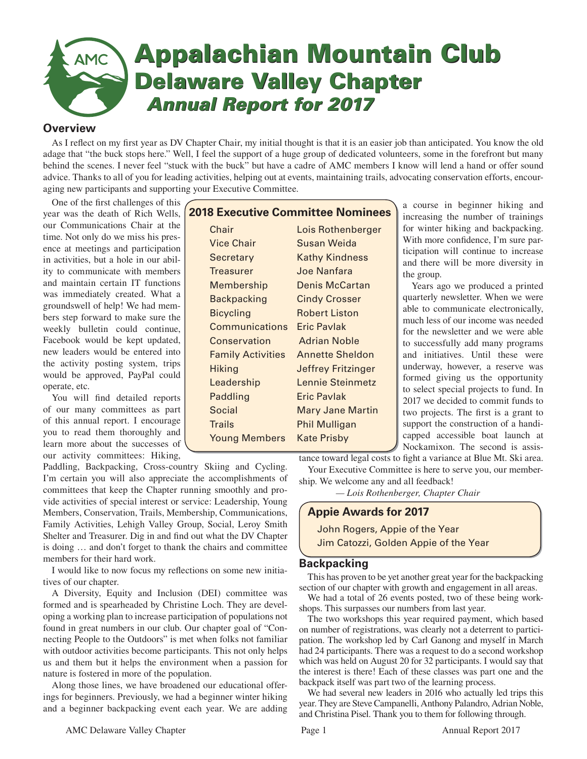# Appalachian Mountain Club
## Delaware Valley Chapter
### *Annual Report for 2017*

## Overview

As I reflect on my first year as DV Chapter Chair, my initial thought is that it is an easier job than anticipated. You know the old adage that "the buck stops here." Well, I feel the support of a huge group of dedicated volunteers, some in the forefront but many behind the scenes. I never feel "stuck with the buck" but have a cadre of AMC members I know will lend a hand or offer sound advice. Thanks to all of you for leading activities, helping out at events, maintaining trails, advocating conservation efforts, encouraging new participants and supporting your Executive Committee.

One of the first challenges of this year was the death of Rich Wells, our Communications Chair at the time. Not only do we miss his presence at meetings and participation in activities, but a hole in our ability to communicate with members and maintain certain IT functions was immediately created. What a groundswell of help! We had members step forward to make sure the weekly bulletin could continue, Facebook would be kept updated, new leaders would be entered into the activity posting system, trips would be approved, PayPal could operate, etc.

You will find detailed reports of our many committees as part of this annual report. I encourage you to read them thoroughly and learn more about the successes of our activity committees: Hiking, Paddling, Backpacking, Cross-country Skiing and Cycling. I'm certain you will also appreciate the accomplishments of committees that keep the Chapter running smoothly and provide activities of special interest or service: Leadership, Young Members, Conservation, Trails, Membership, Communications, Family Activities, Lehigh Valley Group, Social, Leroy Smith Shelter and Treasurer. Dig in and find out what the DV Chapter is doing … and don't forget to thank the chairs and committee members for their hard work.

I would like to now focus my reflections on some new initiatives of our chapter.

A Diversity, Equity and Inclusion (DEI) committee was formed and is spearheaded by Christine Loch. They are developing a working plan to increase participation of populations not found in great numbers in our club. Our chapter goal of "Connecting People to the Outdoors" is met when folks not familiar with outdoor activities become participants. This not only helps us and them but it helps the environment when a passion for nature is fostered in more of the population.

Along those lines, we have broadened our educational offerings for beginners. Previously, we had a beginner winter hiking and a beginner backpacking event each year. We are adding a course in beginner hiking and increasing the number of trainings for winter hiking and backpacking. With more confidence, I'm sure participation will continue to increase and there will be more diversity in the group.

Years ago we produced a printed quarterly newsletter. When we were able to communicate electronically, much less of our income was needed for the newsletter and we were able to successfully add many programs and initiatives. Until these were underway, however, a reserve was formed giving us the opportunity to select special projects to fund. In 2017 we decided to commit funds to two projects. The first is a grant to support the construction of a handicapped accessible boat launch at Nockamixon. The second is assistance toward legal costs to fight a variance at Blue Mt. Ski area.

Your Executive Committee is here to serve you, our membership. We welcome any and all feedback!

*— Lois Rothenberger, Chapter Chair*

### 2018 Executive Committee Nominees

| | |
|---|---|
| Chair | Lois Rothenberger |
| Vice Chair | Susan Weida |
| Secretary | Kathy Kindness |
| Treasurer | Joe Nanfara |
| Membership | Denis McCartan |
| Backpacking | Cindy Crosser |
| Bicycling | Robert Liston |
| Communications | Eric Pavlak |
| Conservation | Adrian Noble |
| Family Activities | Annette Sheldon |
| Hiking | Jeffrey Fritzinger |
| Leadership | Lennie Steinmetz |
| Paddling | Eric Pavlak |
| Social | Mary Jane Martin |
| Trails | Phil Mulligan |
| Young Members | Kate Prisby |

### Appie Awards for 2017

John Rogers, Appie of the Year
Jim Catozzi, Golden Appie of the Year

## Backpacking

This has proven to be yet another great year for the backpacking section of our chapter with growth and engagement in all areas.

We had a total of 26 events posted, two of these being workshops. This surpasses our numbers from last year.

The two workshops this year required payment, which based on number of registrations, was clearly not a deterrent to participation. The workshop led by Carl Ganong and myself in March had 24 participants. There was a request to do a second workshop which was held on August 20 for 32 participants. I would say that the interest is there! Each of these classes was part one and the backpack itself was part two of the learning process.

We had several new leaders in 2016 who actually led trips this year. They are Steve Campanelli, Anthony Palandro, Adrian Noble, and Christina Pisel. Thank you to them for following through.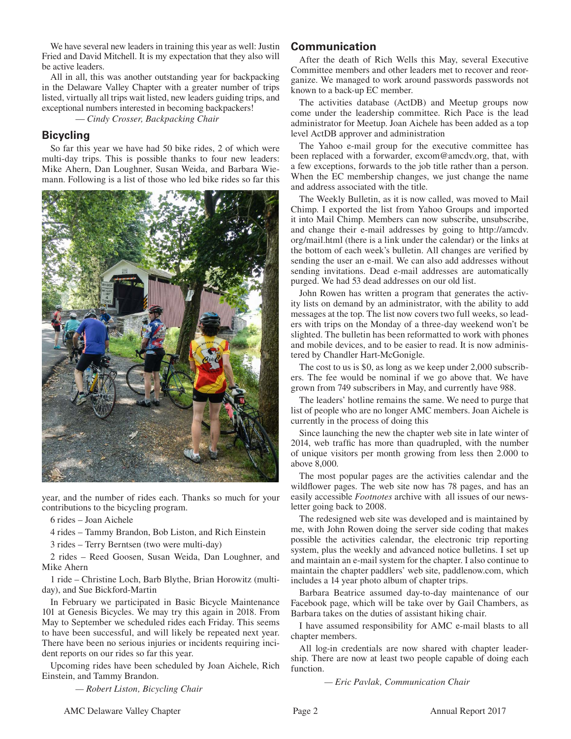We have several new leaders in training this year as well: Justin Fried and David Mitchell. It is my expectation that they also will be active leaders.

All in all, this was another outstanding year for backpacking in the Delaware Valley Chapter with a greater number of trips listed, virtually all trips wait listed, new leaders guiding trips, and exceptional numbers interested in becoming backpackers!

*— Cindy Crosser, Backpacking Chair*

## Bicycling

So far this year we have had 50 bike rides, 2 of which were multi-day trips. This is possible thanks to four new leaders: Mike Ahern, Dan Loughner, Susan Weida, and Barbara Wiemann. Following is a list of those who led bike rides so far this year, and the number of rides each. Thanks so much for your contributions to the bicycling program.

6 rides – Joan Aichele

4 rides – Tammy Brandon, Bob Liston, and Rich Einstein

3 rides – Terry Berntsen (two were multi-day)

2 rides – Reed Goosen, Susan Weida, Dan Loughner, and Mike Ahern

1 ride – Christine Loch, Barb Blythe, Brian Horowitz (multi-day), and Sue Bickford-Martin

In February we participated in Basic Bicycle Maintenance 101 at Genesis Bicycles. We may try this again in 2018. From May to September we scheduled rides each Friday. This seems to have been successful, and will likely be repeated next year. There have been no serious injuries or incidents requiring incident reports on our rides so far this year.

Upcoming rides have been scheduled by Joan Aichele, Rich Einstein, and Tammy Brandon.

*— Robert Liston, Bicycling Chair*

## Communication

After the death of Rich Wells this May, several Executive Committee members and other leaders met to recover and reorganize. We managed to work around passwords passwords not known to a back-up EC member.

The activities database (ActDB) and Meetup groups now come under the leadership committee. Rich Pace is the lead administrator for Meetup. Joan Aichele has been added as a top level ActDB approver and administration

The Yahoo e-mail group for the executive committee has been replaced with a forwarder, excom@amcdv.org, that, with a few exceptions, forwards to the job title rather than a person. When the EC membership changes, we just change the name and address associated with the title.

The Weekly Bulletin, as it is now called, was moved to Mail Chimp. I exported the list from Yahoo Groups and imported it into Mail Chimp. Members can now subscribe, unsubscribe, and change their e-mail addresses by going to http://amcdv.org/mail.html (there is a link under the calendar) or the links at the bottom of each week's bulletin. All changes are verified by sending the user an e-mail. We can also add addresses without sending invitations. Dead e-mail addresses are automatically purged. We had 53 dead addresses on our old list.

John Rowen has written a program that generates the activity lists on demand by an administrator, with the ability to add messages at the top. The list now covers two full weeks, so leaders with trips on the Monday of a three-day weekend won't be slighted. The bulletin has been reformatted to work with phones and mobile devices, and to be easier to read. It is now administered by Chandler Hart-McGonigle.

The cost to us is $0, as long as we keep under 2,000 subscribers. The fee would be nominal if we go above that. We have grown from 749 subscribers in May, and currently have 988.

The leaders' hotline remains the same. We need to purge that list of people who are no longer AMC members. Joan Aichele is currently in the process of doing this

Since launching the new the chapter web site in late winter of 2014, web traffic has more than quadrupled, with the number of unique visitors per month growing from less then 2.000 to above 8,000.

The most popular pages are the activities calendar and the wildflower pages. The web site now has 78 pages, and has an easily accessible *Footnotes* archive with all issues of our newsletter going back to 2008.

The redesigned web site was developed and is maintained by me, with John Rowen doing the server side coding that makes possible the activities calendar, the electronic trip reporting system, plus the weekly and advanced notice bulletins. I set up and maintain an e-mail system for the chapter. I also continue to maintain the chapter paddlers' web site, paddlenow.com, which includes a 14 year photo album of chapter trips.

Barbara Beatrice assumed day-to-day maintenance of our Facebook page, which will be take over by Gail Chambers, as Barbara takes on the duties of assistant hiking chair.

I have assumed responsibility for AMC e-mail blasts to all chapter members.

All log-in credentials are now shared with chapter leadership. There are now at least two people capable of doing each function.

*— Eric Pavlak, Communication Chair*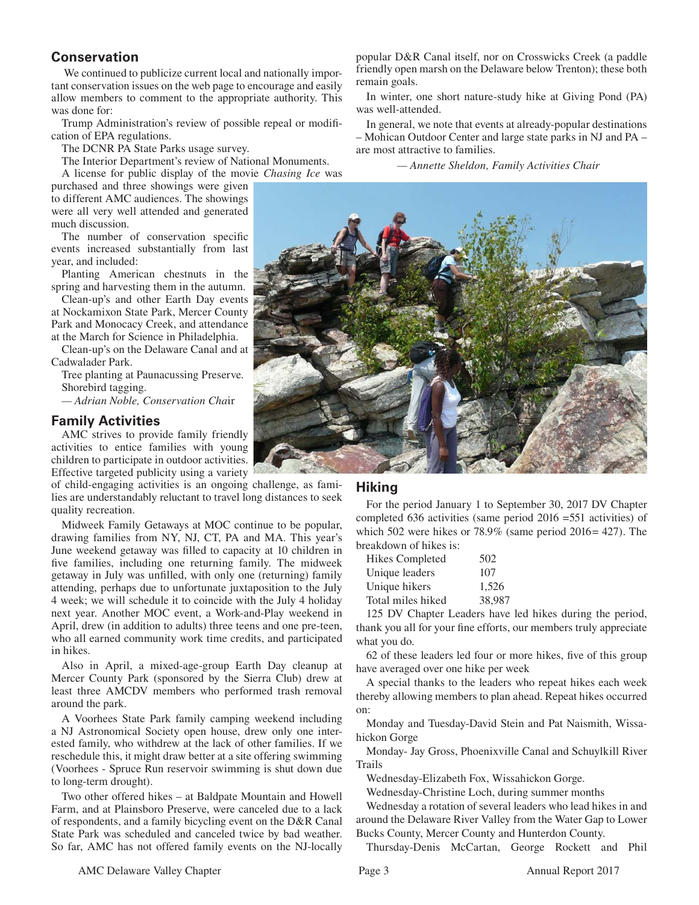## Conservation

We continued to publicize current local and nationally important conservation issues on the web page to encourage and easily allow members to comment to the appropriate authority. This was done for:

Trump Administration's review of possible repeal or modification of EPA regulations.

The DCNR PA State Parks usage survey.

The Interior Department's review of National Monuments.

A license for public display of the movie *Chasing Ice* was purchased and three showings were given to different AMC audiences. The showings were all very well attended and generated much discussion.

The number of conservation specific events increased substantially from last year, and included:

Planting American chestnuts in the spring and harvesting them in the autumn.

Clean-up's and other Earth Day events at Nockamixon State Park, Mercer County Park and Monocacy Creek, and attendance at the March for Science in Philadelphia.

Clean-up's on the Delaware Canal and at Cadwalader Park.

Tree planting at Paunacussing Preserve.

Shorebird tagging.

*— Adrian Noble, Conservation Chai*r

## Family Activities

AMC strives to provide family friendly activities to entice families with young children to participate in outdoor activities. Effective targeted publicity using a variety of child-engaging activities is an ongoing challenge, as families are understandably reluctant to travel long distances to seek quality recreation.

Midweek Family Getaways at MOC continue to be popular, drawing families from NY, NJ, CT, PA and MA. This year's June weekend getaway was filled to capacity at 10 children in five families, including one returning family. The midweek getaway in July was unfilled, with only one (returning) family attending, perhaps due to unfortunate juxtaposition to the July 4 week; we will schedule it to coincide with the July 4 holiday next year. Another MOC event, a Work-and-Play weekend in April, drew (in addition to adults) three teens and one pre-teen, who all earned community work time credits, and participated in hikes.

Also in April, a mixed-age-group Earth Day cleanup at Mercer County Park (sponsored by the Sierra Club) drew at least three AMCDV members who performed trash removal around the park.

A Voorhees State Park family camping weekend including a NJ Astronomical Society open house, drew only one interested family, who withdrew at the lack of other families. If we reschedule this, it might draw better at a site offering swimming (Voorhees - Spruce Run reservoir swimming is shut down due to long-term drought).

Two other offered hikes – at Baldpate Mountain and Howell Farm, and at Plainsboro Preserve, were canceled due to a lack of respondents, and a family bicycling event on the D&R Canal State Park was scheduled and canceled twice by bad weather. So far, AMC has not offered family events on the NJ-locally popular D&R Canal itself, nor on Crosswicks Creek (a paddle friendly open marsh on the Delaware below Trenton); these both remain goals.

In winter, one short nature-study hike at Giving Pond (PA) was well-attended.

In general, we note that events at already-popular destinations – Mohican Outdoor Center and large state parks in NJ and PA – are most attractive to families.

*— Annette Sheldon, Family Activities Chair*

## Hiking

For the period January 1 to September 30, 2017 DV Chapter completed 636 activities (same period 2016 =551 activities) of which 502 were hikes or 78.9% (same period 2016= 427). The breakdown of hikes is:

| | |
|---|---|
| Hikes Completed | 502 |
| Unique leaders | 107 |
| Unique hikers | 1,526 |
| Total miles hiked | 38,987 |

125 DV Chapter Leaders have led hikes during the period, thank you all for your fine efforts, our members truly appreciate what you do.

62 of these leaders led four or more hikes, five of this group have averaged over one hike per week

A special thanks to the leaders who repeat hikes each week thereby allowing members to plan ahead. Repeat hikes occurred on:

Monday and Tuesday-David Stein and Pat Naismith, Wissahickon Gorge

Monday- Jay Gross, Phoenixville Canal and Schuylkill River Trails

Wednesday-Elizabeth Fox, Wissahickon Gorge.

Wednesday-Christine Loch, during summer months

Wednesday a rotation of several leaders who lead hikes in and around the Delaware River Valley from the Water Gap to Lower Bucks County, Mercer County and Hunterdon County.

Thursday-Denis McCartan, George Rockett and Phil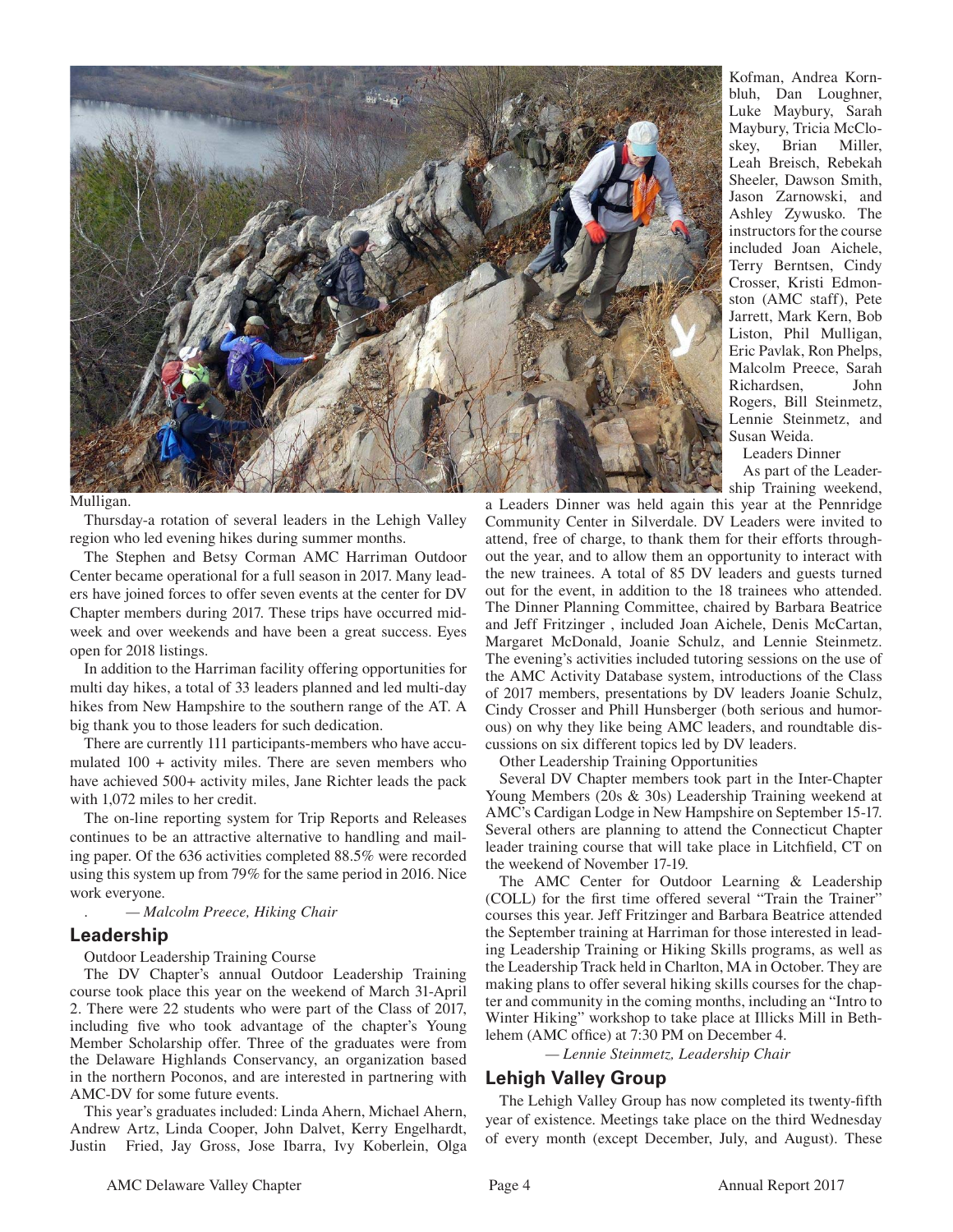Mulligan.

Thursday-a rotation of several leaders in the Lehigh Valley region who led evening hikes during summer months.

The Stephen and Betsy Corman AMC Harriman Outdoor Center became operational for a full season in 2017. Many leaders have joined forces to offer seven events at the center for DV Chapter members during 2017. These trips have occurred midweek and over weekends and have been a great success. Eyes open for 2018 listings.

In addition to the Harriman facility offering opportunities for multi day hikes, a total of 33 leaders planned and led multi-day hikes from New Hampshire to the southern range of the AT. A big thank you to those leaders for such dedication.

There are currently 111 participants-members who have accumulated 100 + activity miles. There are seven members who have achieved 500+ activity miles, Jane Richter leads the pack with 1,072 miles to her credit.

The on-line reporting system for Trip Reports and Releases continues to be an attractive alternative to handling and mailing paper. Of the 636 activities completed 88.5% were recorded using this system up from 79% for the same period in 2016. Nice work everyone.

*— Malcolm Preece, Hiking Chair*

## Leadership

Outdoor Leadership Training Course

The DV Chapter's annual Outdoor Leadership Training course took place this year on the weekend of March 31-April 2. There were 22 students who were part of the Class of 2017, including five who took advantage of the chapter's Young Member Scholarship offer. Three of the graduates were from the Delaware Highlands Conservancy, an organization based in the northern Poconos, and are interested in partnering with AMC-DV for some future events.

This year's graduates included: Linda Ahern, Michael Ahern, Andrew Artz, Linda Cooper, John Dalvet, Kerry Engelhardt, Justin Fried, Jay Gross, Jose Ibarra, Ivy Koberlein, Olga Kofman, Andrea Kornbluh, Dan Loughner, Luke Maybury, Sarah Maybury, Tricia McCloskey, Brian Miller, Leah Breisch, Rebekah Sheeler, Dawson Smith, Jason Zarnowski, and Ashley Zywusko. The instructors for the course included Joan Aichele, Terry Berntsen, Cindy Crosser, Kristi Edmonston (AMC staff), Pete Jarrett, Mark Kern, Bob Liston, Phil Mulligan, Eric Pavlak, Ron Phelps, Malcolm Preece, Sarah Richardsen, John Rogers, Bill Steinmetz, Lennie Steinmetz, and Susan Weida.

Leaders Dinner

As part of the Leadership Training weekend, a Leaders Dinner was held again this year at the Pennridge Community Center in Silverdale. DV Leaders were invited to attend, free of charge, to thank them for their efforts throughout the year, and to allow them an opportunity to interact with the new trainees. A total of 85 DV leaders and guests turned out for the event, in addition to the 18 trainees who attended. The Dinner Planning Committee, chaired by Barbara Beatrice and Jeff Fritzinger , included Joan Aichele, Denis McCartan, Margaret McDonald, Joanie Schulz, and Lennie Steinmetz. The evening's activities included tutoring sessions on the use of the AMC Activity Database system, introductions of the Class of 2017 members, presentations by DV leaders Joanie Schulz, Cindy Crosser and Phill Hunsberger (both serious and humorous) on why they like being AMC leaders, and roundtable discussions on six different topics led by DV leaders.

Other Leadership Training Opportunities

Several DV Chapter members took part in the Inter-Chapter Young Members (20s & 30s) Leadership Training weekend at AMC's Cardigan Lodge in New Hampshire on September 15-17. Several others are planning to attend the Connecticut Chapter leader training course that will take place in Litchfield, CT on the weekend of November 17-19.

The AMC Center for Outdoor Learning & Leadership (COLL) for the first time offered several "Train the Trainer" courses this year. Jeff Fritzinger and Barbara Beatrice attended the September training at Harriman for those interested in leading Leadership Training or Hiking Skills programs, as well as the Leadership Track held in Charlton, MA in October. They are making plans to offer several hiking skills courses for the chapter and community in the coming months, including an "Intro to Winter Hiking" workshop to take place at Illicks Mill in Bethlehem (AMC office) at 7:30 PM on December 4.

*— Lennie Steinmetz, Leadership Chair*

## Lehigh Valley Group

The Lehigh Valley Group has now completed its twenty-fifth year of existence. Meetings take place on the third Wednesday of every month (except December, July, and August). These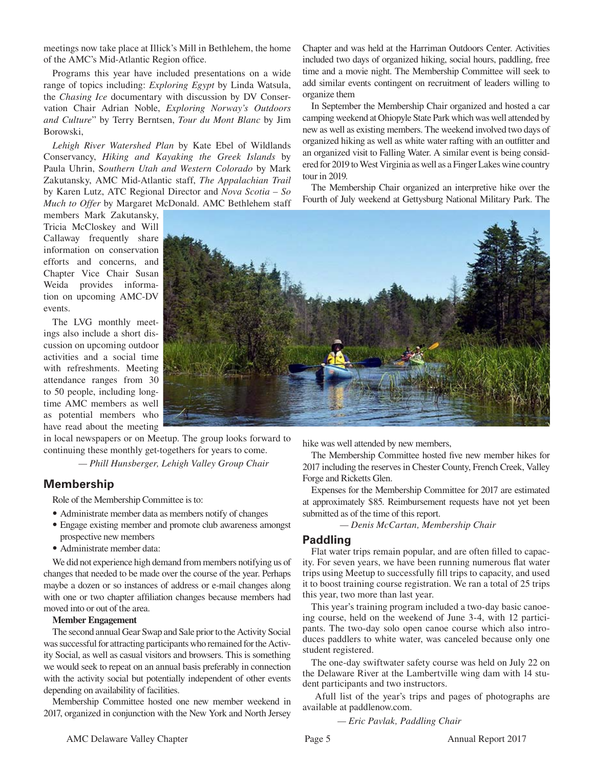meetings now take place at Illick's Mill in Bethlehem, the home of the AMC's Mid-Atlantic Region office.

Programs this year have included presentations on a wide range of topics including: *Exploring Egypt* by Linda Watsula, the *Chasing Ice* documentary with discussion by DV Conservation Chair Adrian Noble, *Exploring Norway's Outdoors and Culture*" by Terry Berntsen, *Tour du Mont Blanc* by Jim Borowski,

*Lehigh River Watershed Plan* by Kate Ebel of Wildlands Conservancy, *Hiking and Kayaking the Greek Islands* by Paula Uhrin, S*outhern Utah and Western Colorado* by Mark Zakutansky, AMC Mid-Atlantic staff, *The Appalachian Trail* by Karen Lutz, ATC Regional Director and *Nova Scotia – So Much to Offer* by Margaret McDonald. AMC Bethlehem staff members Mark Zakutansky, Tricia McCloskey and Will Callaway frequently share information on conservation efforts and concerns, and Chapter Vice Chair Susan Weida provides information on upcoming AMC-DV events.

The LVG monthly meetings also include a short discussion on upcoming outdoor activities and a social time with refreshments. Meeting attendance ranges from 30 to 50 people, including longtime AMC members as well as potential members who have read about the meeting in local newspapers or on Meetup. The group looks forward to continuing these monthly get-togethers for years to come.

*— Phill Hunsberger, Lehigh Valley Group Chair*

## Membership

Role of the Membership Committee is to:

- Administrate member data as members notify of changes
- Engage existing member and promote club awareness amongst prospective new members
- Administrate member data:

We did not experience high demand from members notifying us of changes that needed to be made over the course of the year. Perhaps maybe a dozen or so instances of address or e-mail changes along with one or two chapter affiliation changes because members had moved into or out of the area.

**Member Engagement**

The second annual Gear Swap and Sale prior to the Activity Social was successful for attracting participants who remained for the Activity Social, as well as casual visitors and browsers. This is something we would seek to repeat on an annual basis preferably in connection with the activity social but potentially independent of other events depending on availability of facilities.

Membership Committee hosted one new member weekend in 2017, organized in conjunction with the New York and North Jersey Chapter and was held at the Harriman Outdoors Center. Activities included two days of organized hiking, social hours, paddling, free time and a movie night. The Membership Committee will seek to add similar events contingent on recruitment of leaders willing to organize them

In September the Membership Chair organized and hosted a car camping weekend at Ohiopyle State Park which was well attended by new as well as existing members. The weekend involved two days of organized hiking as well as white water rafting with an outfitter and an organized visit to Falling Water. A similar event is being considered for 2019 to West Virginia as well as a Finger Lakes wine country tour in 2019.

The Membership Chair organized an interpretive hike over the Fourth of July weekend at Gettysburg National Military Park. The hike was well attended by new members,

The Membership Committee hosted five new member hikes for 2017 including the reserves in Chester County, French Creek, Valley Forge and Ricketts Glen.

Expenses for the Membership Committee for 2017 are estimated at approximately $85. Reimbursement requests have not yet been submitted as of the time of this report.

*— Denis McCartan, Membership Chair*

## Paddling

Flat water trips remain popular, and are often filled to capacity. For seven years, we have been running numerous flat water trips using Meetup to successfully fill trips to capacity, and used it to boost training course registration. We ran a total of 25 trips this year, two more than last year.

This year's training program included a two-day basic canoeing course, held on the weekend of June 3-4, with 12 participants. The two-day solo open canoe course which also introduces paddlers to white water, was canceled because only one student registered.

The one-day swiftwater safety course was held on July 22 on the Delaware River at the Lambertville wing dam with 14 student participants and two instructors.

Afull list of the year's trips and pages of photographs are available at paddlenow.com.

*— Eric Pavlak, Paddling Chair*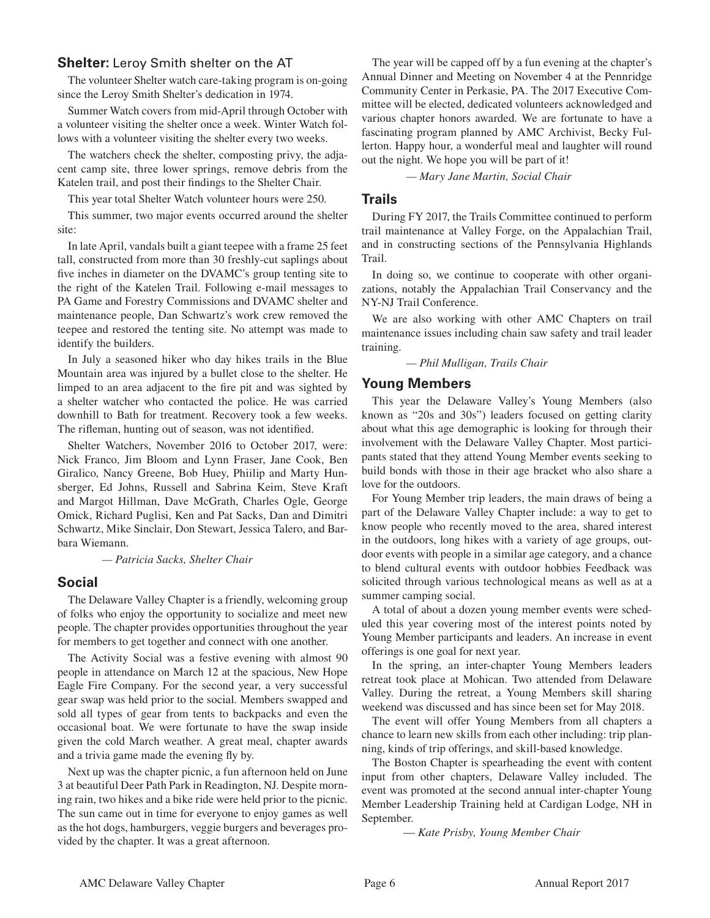## **Shelter:** Leroy Smith shelter on the AT

The volunteer Shelter watch care-taking program is on-going since the Leroy Smith Shelter's dedication in 1974.

Summer Watch covers from mid-April through October with a volunteer visiting the shelter once a week. Winter Watch follows with a volunteer visiting the shelter every two weeks.

The watchers check the shelter, composting privy, the adjacent camp site, three lower springs, remove debris from the Katelen trail, and post their findings to the Shelter Chair.

This year total Shelter Watch volunteer hours were 250.

This summer, two major events occurred around the shelter site:

In late April, vandals built a giant teepee with a frame 25 feet tall, constructed from more than 30 freshly-cut saplings about five inches in diameter on the DVAMC's group tenting site to the right of the Katelen Trail. Following e-mail messages to PA Game and Forestry Commissions and DVAMC shelter and maintenance people, Dan Schwartz's work crew removed the teepee and restored the tenting site. No attempt was made to identify the builders.

In July a seasoned hiker who day hikes trails in the Blue Mountain area was injured by a bullet close to the shelter. He limped to an area adjacent to the fire pit and was sighted by a shelter watcher who contacted the police. He was carried downhill to Bath for treatment. Recovery took a few weeks. The rifleman, hunting out of season, was not identified.

Shelter Watchers, November 2016 to October 2017, were: Nick Franco, Jim Bloom and Lynn Fraser, Jane Cook, Ben Giralico, Nancy Greene, Bob Huey, Phiilip and Marty Hunsberger, Ed Johns, Russell and Sabrina Keim, Steve Kraft and Margot Hillman, Dave McGrath, Charles Ogle, George Omick, Richard Puglisi, Ken and Pat Sacks, Dan and Dimitri Schwartz, Mike Sinclair, Don Stewart, Jessica Talero, and Barbara Wiemann.

*— Patricia Sacks, Shelter Chair*

## Social

The Delaware Valley Chapter is a friendly, welcoming group of folks who enjoy the opportunity to socialize and meet new people. The chapter provides opportunities throughout the year for members to get together and connect with one another.

The Activity Social was a festive evening with almost 90 people in attendance on March 12 at the spacious, New Hope Eagle Fire Company. For the second year, a very successful gear swap was held prior to the social. Members swapped and sold all types of gear from tents to backpacks and even the occasional boat. We were fortunate to have the swap inside given the cold March weather. A great meal, chapter awards and a trivia game made the evening fly by.

Next up was the chapter picnic, a fun afternoon held on June 3 at beautiful Deer Path Park in Readington, NJ. Despite morning rain, two hikes and a bike ride were held prior to the picnic. The sun came out in time for everyone to enjoy games as well as the hot dogs, hamburgers, veggie burgers and beverages provided by the chapter. It was a great afternoon.

The year will be capped off by a fun evening at the chapter's Annual Dinner and Meeting on November 4 at the Pennridge Community Center in Perkasie, PA. The 2017 Executive Committee will be elected, dedicated volunteers acknowledged and various chapter honors awarded. We are fortunate to have a fascinating program planned by AMC Archivist, Becky Fullerton. Happy hour, a wonderful meal and laughter will round out the night. We hope you will be part of it!

*— Mary Jane Martin, Social Chair*

## Trails

During FY 2017, the Trails Committee continued to perform trail maintenance at Valley Forge, on the Appalachian Trail, and in constructing sections of the Pennsylvania Highlands Trail.

In doing so, we continue to cooperate with other organizations, notably the Appalachian Trail Conservancy and the NY-NJ Trail Conference.

We are also working with other AMC Chapters on trail maintenance issues including chain saw safety and trail leader training.

*— Phil Mulligan, Trails Chair*

## Young Members

This year the Delaware Valley's Young Members (also known as "20s and 30s") leaders focused on getting clarity about what this age demographic is looking for through their involvement with the Delaware Valley Chapter. Most participants stated that they attend Young Member events seeking to build bonds with those in their age bracket who also share a love for the outdoors.

For Young Member trip leaders, the main draws of being a part of the Delaware Valley Chapter include: a way to get to know people who recently moved to the area, shared interest in the outdoors, long hikes with a variety of age groups, outdoor events with people in a similar age category, and a chance to blend cultural events with outdoor hobbies Feedback was solicited through various technological means as well as at a summer camping social.

A total of about a dozen young member events were scheduled this year covering most of the interest points noted by Young Member participants and leaders. An increase in event offerings is one goal for next year.

In the spring, an inter-chapter Young Members leaders retreat took place at Mohican. Two attended from Delaware Valley. During the retreat, a Young Members skill sharing weekend was discussed and has since been set for May 2018.

The event will offer Young Members from all chapters a chance to learn new skills from each other including: trip planning, kinds of trip offerings, and skill-based knowledge.

The Boston Chapter is spearheading the event with content input from other chapters, Delaware Valley included. The event was promoted at the second annual inter-chapter Young Member Leadership Training held at Cardigan Lodge, NH in September.

*— Kate Prisby, Young Member Chair*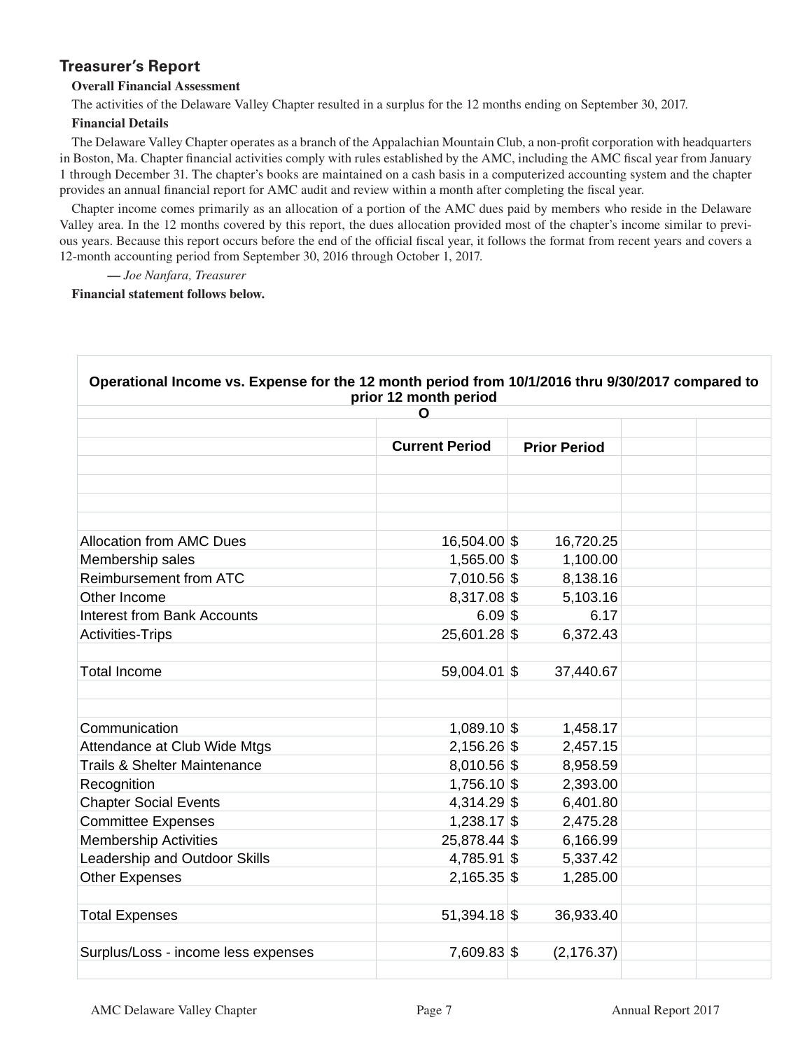## Treasurer's Report

**Overall Financial Assessment**

The activities of the Delaware Valley Chapter resulted in a surplus for the 12 months ending on September 30, 2017.

**Financial Details**

The Delaware Valley Chapter operates as a branch of the Appalachian Mountain Club, a non-profit corporation with headquarters in Boston, Ma. Chapter financial activities comply with rules established by the AMC, including the AMC fiscal year from January 1 through December 31. The chapter's books are maintained on a cash basis in a computerized accounting system and the chapter provides an annual financial report for AMC audit and review within a month after completing the fiscal year.

Chapter income comes primarily as an allocation of a portion of the AMC dues paid by members who reside in the Delaware Valley area. In the 12 months covered by this report, the dues allocation provided most of the chapter's income similar to previous years. Because this report occurs before the end of the official fiscal year, it follows the format from recent years and covers a 12-month accounting period from September 30, 2016 through October 1, 2017.

— *Joe Nanfara, Treasurer*

**Financial statement follows below.**

**Operational Income vs. Expense for the 12 month period from 10/1/2016 thru 9/30/2017 compared to prior 12 month period**

O

| | Current Period | Prior Period |
|---|---|---|
| Allocation from AMC Dues | 16,504.00 | $ 16,720.25 |
| Membership sales | 1,565.00 | $ 1,100.00 |
| Reimbursement from ATC | 7,010.56 | $ 8,138.16 |
| Other Income | 8,317.08 | $ 5,103.16 |
| Interest from Bank Accounts | 6.09 | $ 6.17 |
| Activities-Trips | 25,601.28 | $ 6,372.43 |
| | | |
| Total Income | 59,004.01 | $ 37,440.67 |
| | | |
| Communication | 1,089.10 | $ 1,458.17 |
| Attendance at Club Wide Mtgs | 2,156.26 | $ 2,457.15 |
| Trails & Shelter Maintenance | 8,010.56 | $ 8,958.59 |
| Recognition | 1,756.10 | $ 2,393.00 |
| Chapter Social Events | 4,314.29 | $ 6,401.80 |
| Committee Expenses | 1,238.17 | $ 2,475.28 |
| Membership Activities | 25,878.44 | $ 6,166.99 |
| Leadership and Outdoor Skills | 4,785.91 | $ 5,337.42 |
| Other Expenses | 2,165.35 | $ 1,285.00 |
| | | |
| Total Expenses | 51,394.18 | $ 36,933.40 |
| | | |
| Surplus/Loss - income less expenses | 7,609.83 | $ (2,176.37) |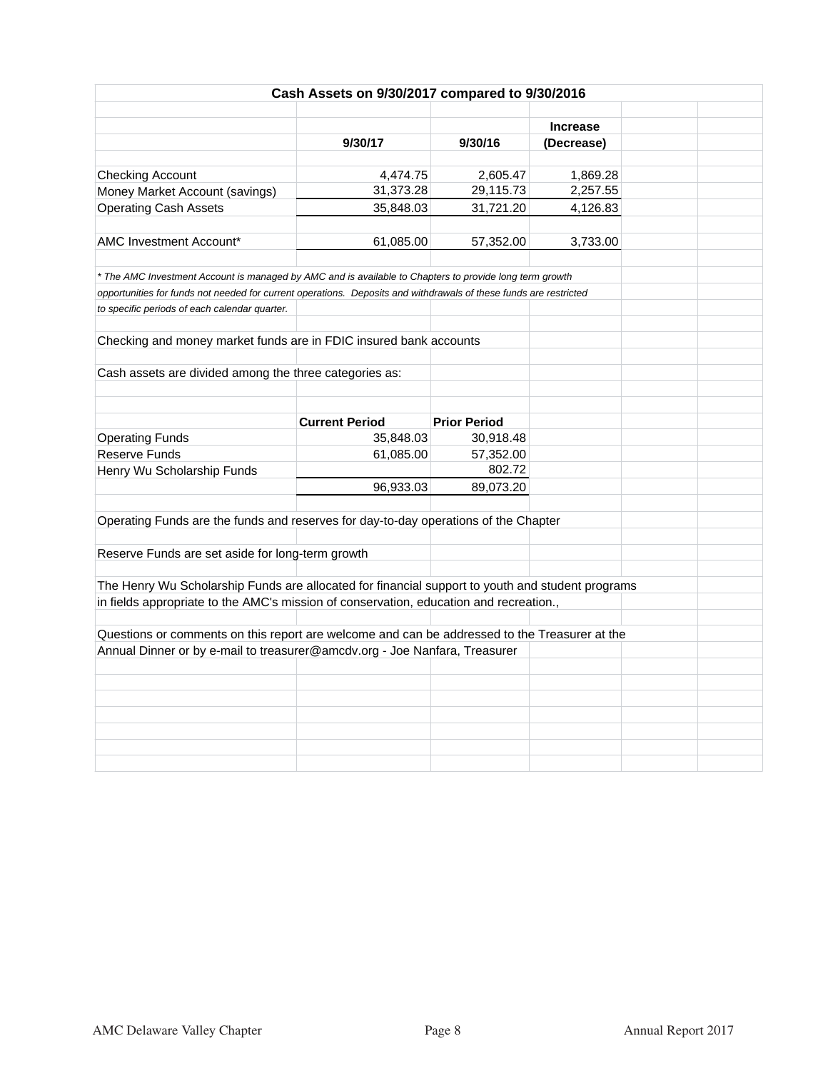## Cash Assets on 9/30/2017 compared to 9/30/2016

| | 9/30/17 | 9/30/16 | Increase (Decrease) |
|---|---|---|---|
| Checking Account | 4,474.75 | 2,605.47 | 1,869.28 |
| Money Market Account (savings) | 31,373.28 | 29,115.73 | 2,257.55 |
| Operating Cash Assets | 35,848.03 | 31,721.20 | 4,126.83 |
| | | | |
| AMC Investment Account* | 61,085.00 | 57,352.00 | 3,733.00 |

*\* The AMC Investment Account is managed by AMC and is available to Chapters to provide long term growth opportunities for funds not needed for current operations. Deposits and withdrawals of these funds are restricted to specific periods of each calendar quarter.*

Checking and money market funds are in FDIC insured bank accounts

Cash assets are divided among the three categories as:

| | Current Period | Prior Period |
|---|---|---|
| Operating Funds | 35,848.03 | 30,918.48 |
| Reserve Funds | 61,085.00 | 57,352.00 |
| Henry Wu Scholarship Funds | | 802.72 |
| | 96,933.03 | 89,073.20 |

Operating Funds are the funds and reserves for day-to-day operations of the Chapter

Reserve Funds are set aside for long-term growth

The Henry Wu Scholarship Funds are allocated for financial support to youth and student programs in fields appropriate to the AMC's mission of conservation, education and recreation.,

Questions or comments on this report are welcome and can be addressed to the Treasurer at the Annual Dinner or by e-mail to treasurer@amcdv.org - Joe Nanfara, Treasurer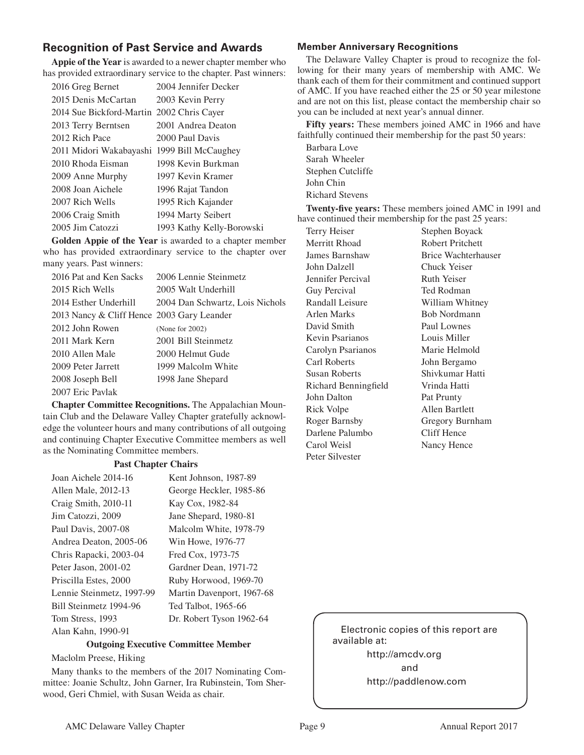## Recognition of Past Service and Awards

**Appie of the Year** is awarded to a newer chapter member who has provided extraordinary service to the chapter. Past winners:

| | |
|---|---|
| 2016 Greg Bernet | 2004 Jennifer Decker |
| 2015 Denis McCartan | 2003 Kevin Perry |
| 2014 Sue Bickford-Martin | 2002 Chris Cayer |
| 2013 Terry Berntsen | 2001 Andrea Deaton |
| 2012 Rich Pace | 2000 Paul Davis |
| 2011 Midori Wakabayashi | 1999 Bill McCaughey |
| 2010 Rhoda Eisman | 1998 Kevin Burkman |
| 2009 Anne Murphy | 1997 Kevin Kramer |
| 2008 Joan Aichele | 1996 Rajat Tandon |
| 2007 Rich Wells | 1995 Rich Kajander |
| 2006 Craig Smith | 1994 Marty Seibert |
| 2005 Jim Catozzi | 1993 Kathy Kelly-Borowski |

**Golden Appie of the Year** is awarded to a chapter member who has provided extraordinary service to the chapter over many years. Past winners:

| | |
|---|---|
| 2016 Pat and Ken Sacks | 2006 Lennie Steinmetz |
| 2015 Rich Wells | 2005 Walt Underhill |
| 2014 Esther Underhill | 2004 Dan Schwartz, Lois Nichols |
| 2013 Nancy & Cliff Hence | 2003 Gary Leander |
| 2012 John Rowen | (None for 2002) |
| 2011 Mark Kern | 2001 Bill Steinmetz |
| 2010 Allen Male | 2000 Helmut Gude |
| 2009 Peter Jarrett | 1999 Malcolm White |
| 2008 Joseph Bell | 1998 Jane Shepard |
| 2007 Eric Pavlak | |

**Chapter Committee Recognitions.** The Appalachian Mountain Club and the Delaware Valley Chapter gratefully acknowledge the volunteer hours and many contributions of all outgoing and continuing Chapter Executive Committee members as well as the Nominating Committee members.

### Past Chapter Chairs

| | |
|---|---|
| Joan Aichele 2014-16 | Kent Johnson, 1987-89 |
| Allen Male, 2012-13 | George Heckler, 1985-86 |
| Craig Smith, 2010-11 | Kay Cox, 1982-84 |
| Jim Catozzi, 2009 | Jane Shepard, 1980-81 |
| Paul Davis, 2007-08 | Malcolm White, 1978-79 |
| Andrea Deaton, 2005-06 | Win Howe, 1976-77 |
| Chris Rapacki, 2003-04 | Fred Cox, 1973-75 |
| Peter Jason, 2001-02 | Gardner Dean, 1971-72 |
| Priscilla Estes, 2000 | Ruby Horwood, 1969-70 |
| Lennie Steinmetz, 1997-99 | Martin Davenport, 1967-68 |
| Bill Steinmetz 1994-96 | Ted Talbot, 1965-66 |
| Tom Stress, 1993 | Dr. Robert Tyson 1962-64 |
| Alan Kahn, 1990-91 | |

### Outgoing Executive Committee Member

Maclolm Preese, Hiking

Many thanks to the members of the 2017 Nominating Committee: Joanie Schultz, John Garner, Ira Rubinstein, Tom Sherwood, Geri Chmiel, with Susan Weida as chair.

### Member Anniversary Recognitions

The Delaware Valley Chapter is proud to recognize the following for their many years of membership with AMC. We thank each of them for their commitment and continued support of AMC. If you have reached either the 25 or 50 year milestone and are not on this list, please contact the membership chair so you can be included at next year's annual dinner.

**Fifty years:** These members joined AMC in 1966 and have faithfully continued their membership for the past 50 years:

Barbara Love
Sarah Wheeler
Stephen Cutcliffe
John Chin
Richard Stevens

**Twenty-five years:** These members joined AMC in 1991 and have continued their membership for the past 25 years:

| | |
|---|---|
| Terry Heiser | Stephen Boyack |
| Merritt Rhoad | Robert Pritchett |
| James Barnshaw | Brice Wachterhauser |
| John Dalzell | Chuck Yeiser |
| Jennifer Percival | Ruth Yeiser |
| Guy Percival | Ted Rodman |
| Randall Leisure | William Whitney |
| Arlen Marks | Bob Nordmann |
| David Smith | Paul Lownes |
| Kevin Psarianos | Louis Miller |
| Carolyn Psarianos | Marie Helmold |
| Carl Roberts | John Bergamo |
| Susan Roberts | Shivkumar Hatti |
| Richard Benningfield | Vrinda Hatti |
| John Dalton | Pat Prunty |
| Rick Volpe | Allen Bartlett |
| Roger Barnsby | Gregory Burnham |
| Darlene Palumbo | Cliff Hence |
| Carol Weisl | Nancy Hence |
| Peter Silvester | |

Electronic copies of this report are available at:
http://amcdv.org
and
http://paddlenow.com